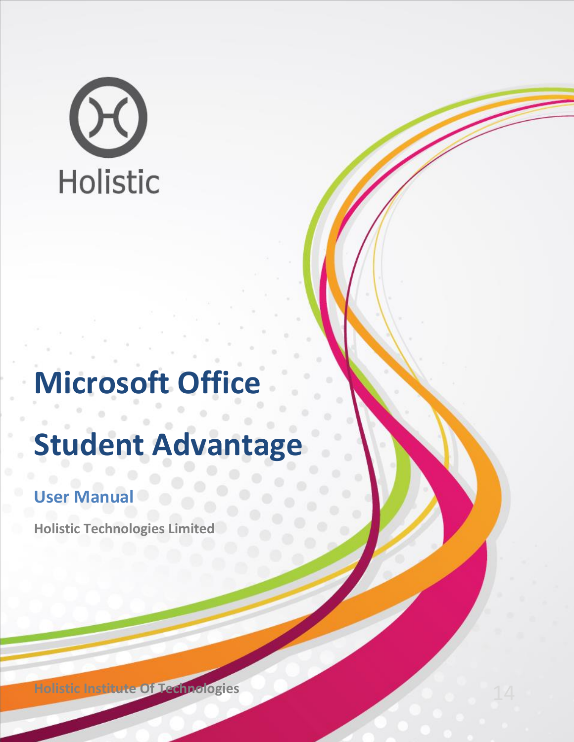Holistic

# Microsoft Office

# Student Advantage

## User Manual

**Holistic Technologies Limited**

**Holistic Institute Of Technologies**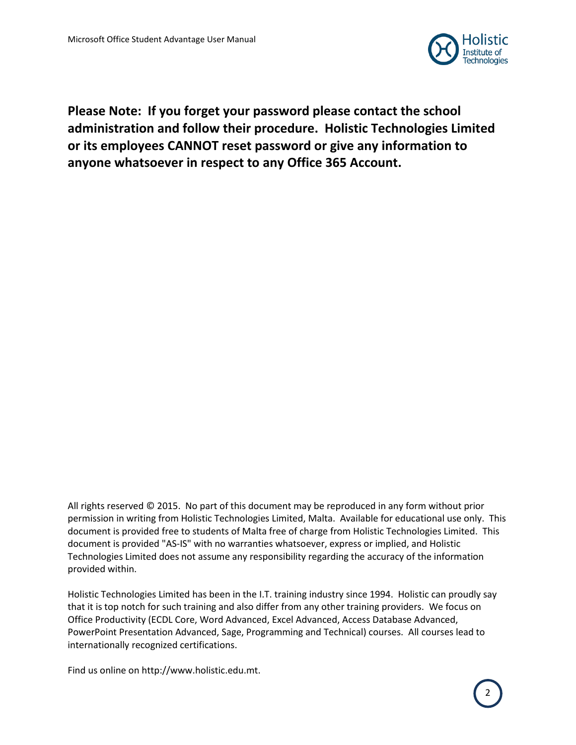**Please Note: If you forget your password please contact the school administration and follow their procedure. Holistic Technologies Limited or its employees CANNOT reset password or give any information to anyone whatsoever in respect to any Office 365 Account.**

All rights reserved © 2015. No part of this document may be reproduced in any form without prior permission in writing from Holistic Technologies Limited, Malta. Available for educational use only. This document is provided free to students of Malta free of charge from Holistic Technologies Limited. This document is provided "AS-IS" with no warranties whatsoever, express or implied, and Holistic Technologies Limited does not assume any responsibility regarding the accuracy of the information provided within.

Holistic Technologies Limited has been in the I.T. training industry since 1994. Holistic can proudly say that it is top notch for such training and also differ from any other training providers. We focus on Office Productivity (ECDL Core, Word Advanced, Excel Advanced, Access Database Advanced, PowerPoint Presentation Advanced, Sage, Programming and Technical) courses. All courses lead to internationally recognized certifications.

Find us online on http://www.holistic.edu.mt.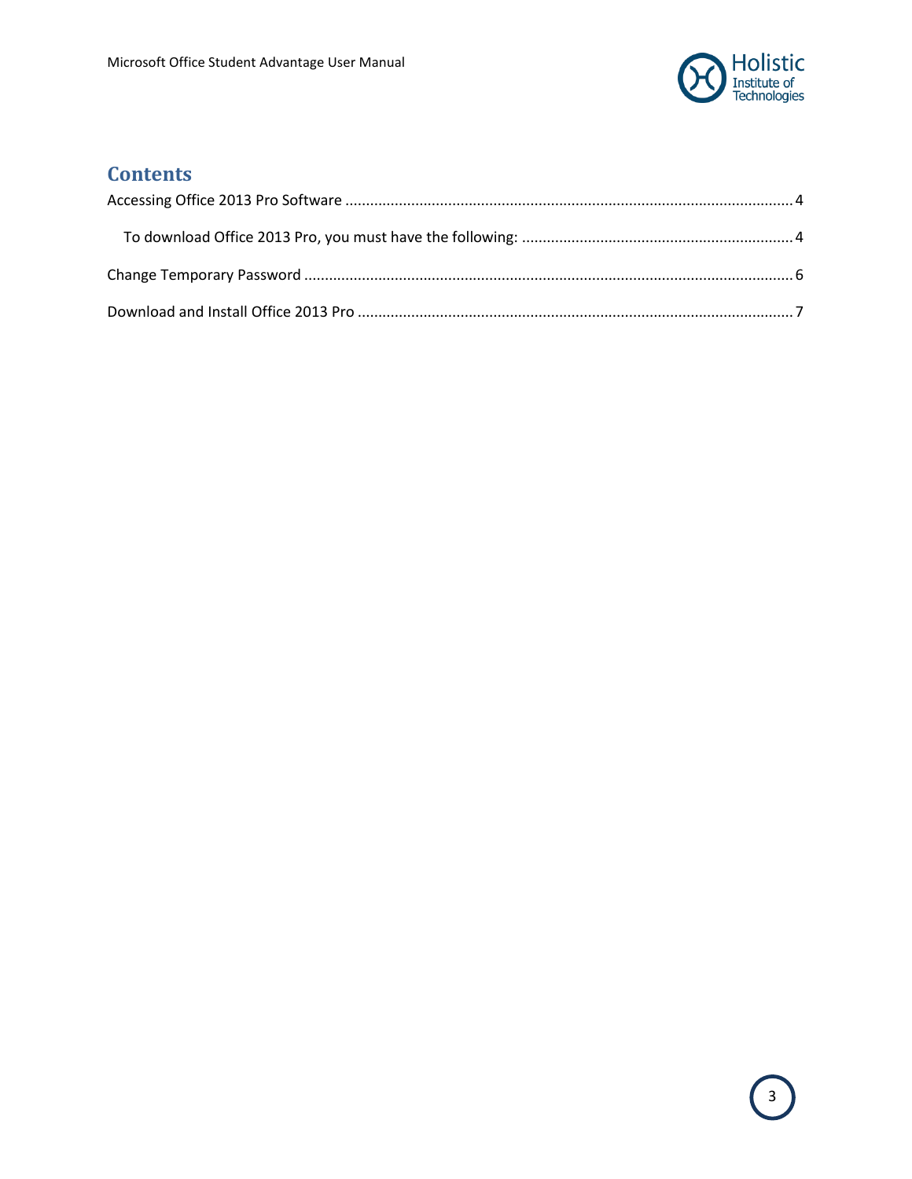# Contents

Accessing Office 2013 Pro Software ........................................................................................................... 4

&nbsp;&nbsp;&nbsp;&nbsp;To download Office 2013 Pro, you must have the following: ................................................................. 4

Change Temporary Password ..................................................................................................................... 6

Download and Install Office 2013 Pro ........................................................................................................ 7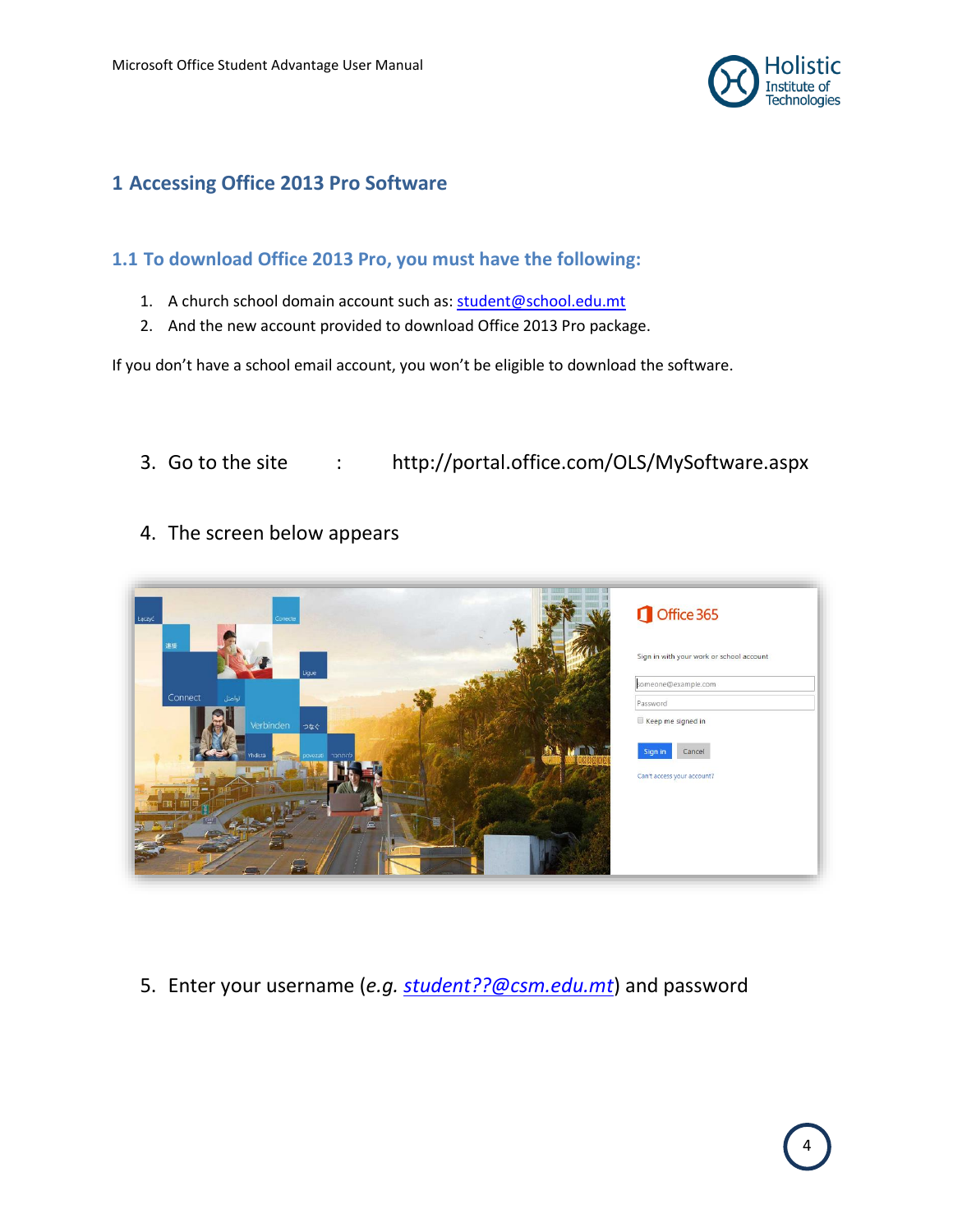# 1 Accessing Office 2013 Pro Software

## 1.1 To download Office 2013 Pro, you must have the following:

1. A church school domain account such as: student@school.edu.mt
2. And the new account provided to download Office 2013 Pro package.

If you don't have a school email account, you won't be eligible to download the software.

3. Go to the site : http://portal.office.com/OLS/MySoftware.aspx

4. The screen below appears

5. Enter your username (*e.g. student??@csm.edu.mt*) and password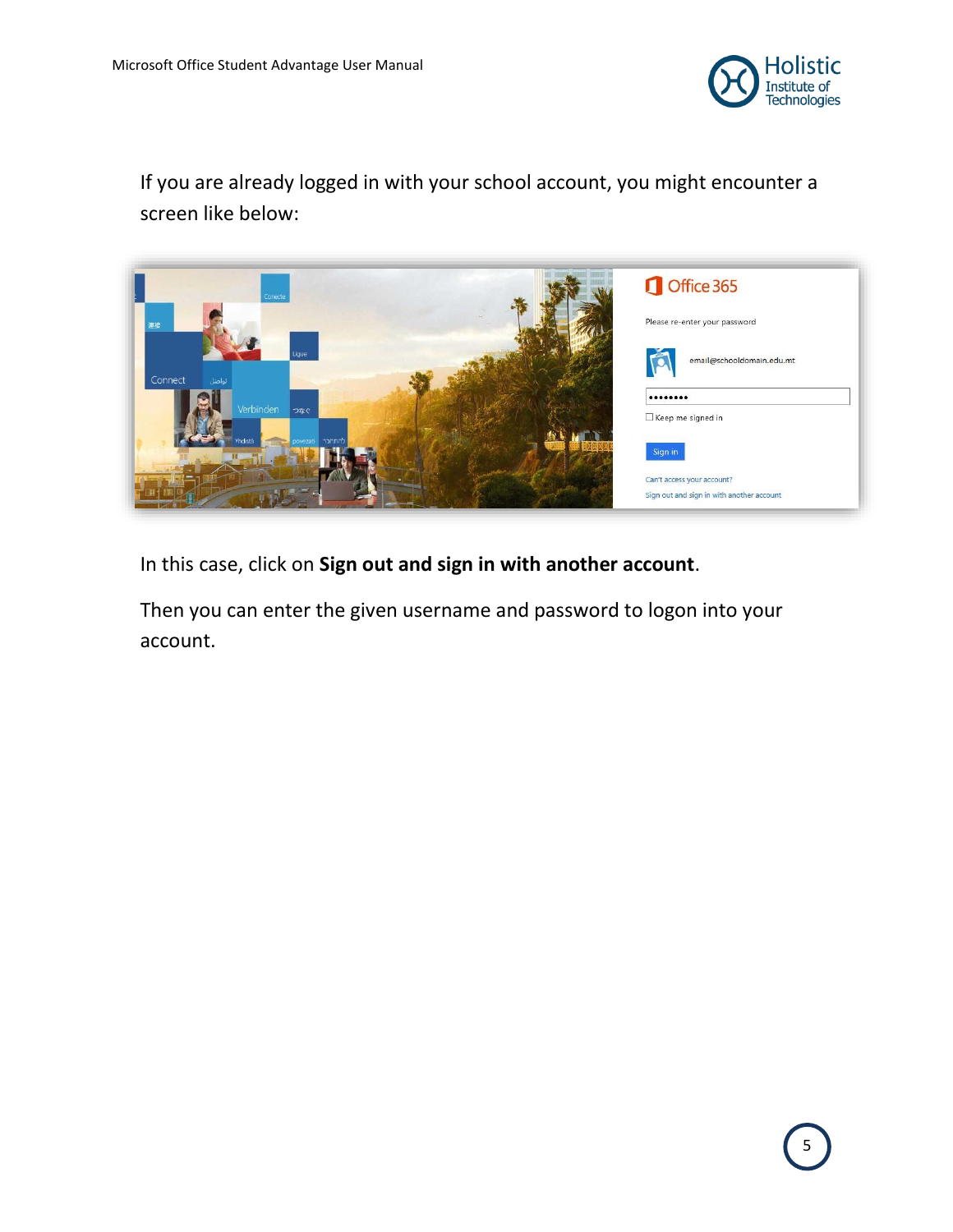If you are already logged in with your school account, you might encounter a screen like below:

In this case, click on **Sign out and sign in with another account**.

Then you can enter the given username and password to logon into your account.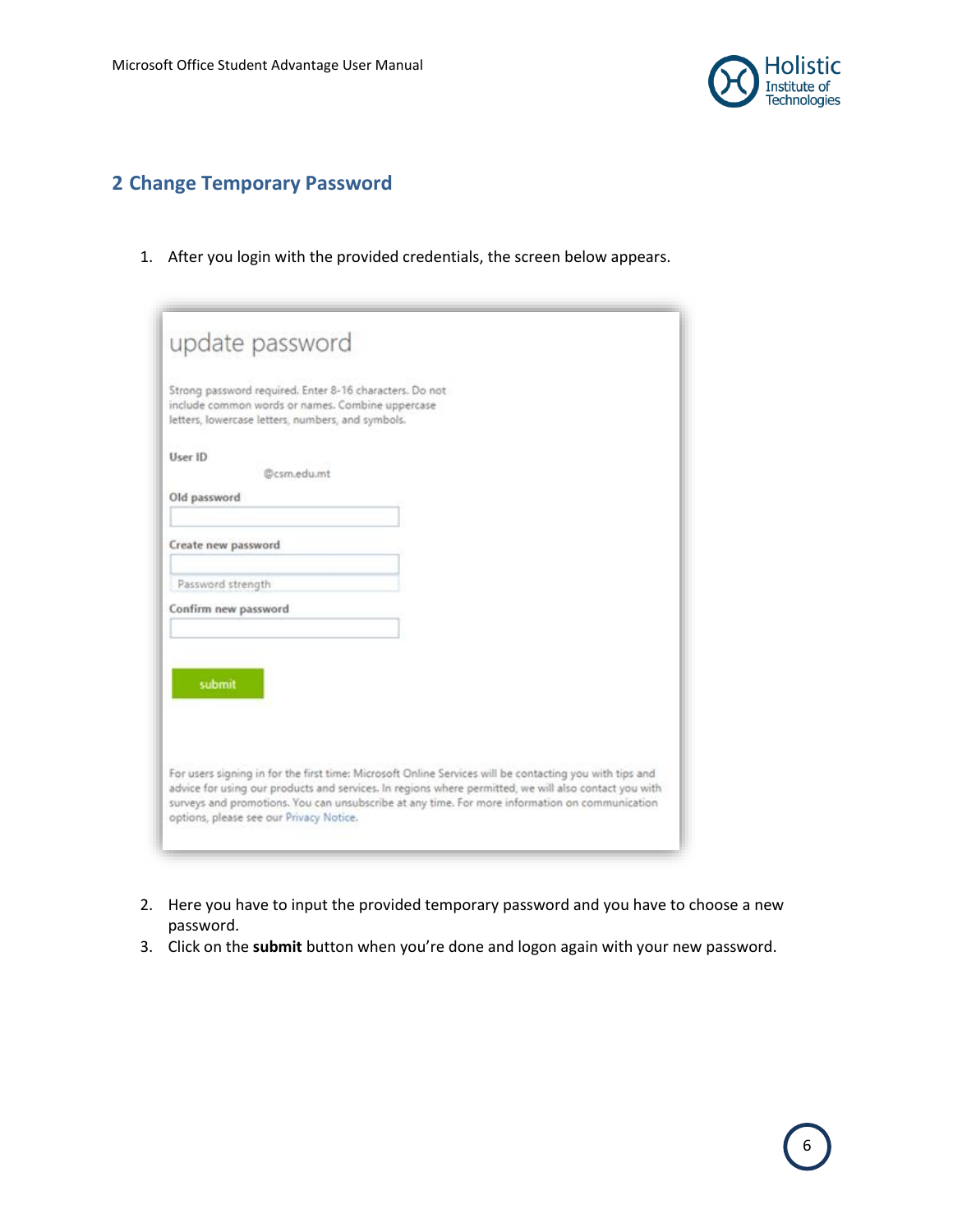## 2 Change Temporary Password

1. After you login with the provided credentials, the screen below appears.

2. Here you have to input the provided temporary password and you have to choose a new password.
3. Click on the **submit** button when you're done and logon again with your new password.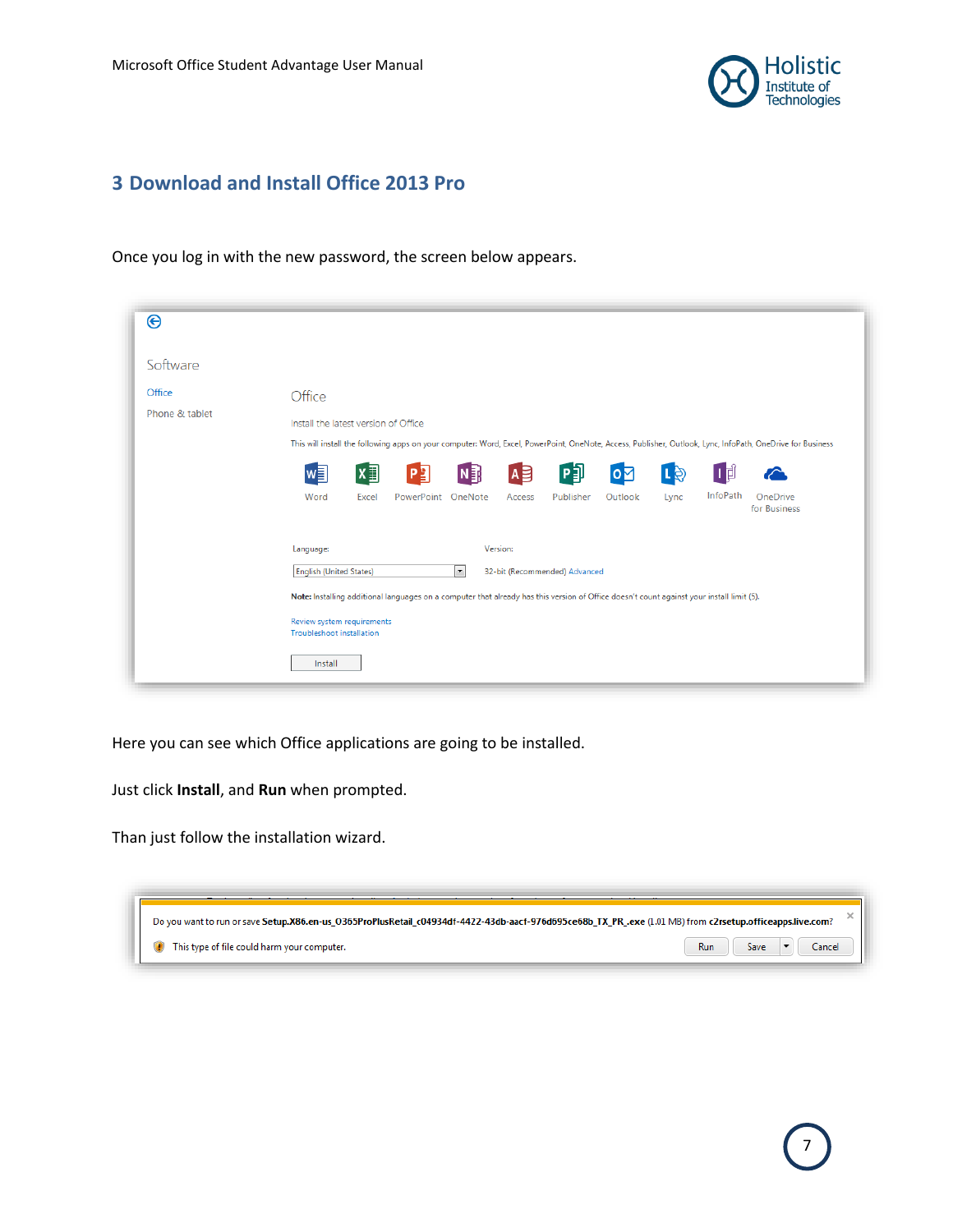# 3 Download and Install Office 2013 Pro

Once you log in with the new password, the screen below appears.

Here you can see which Office applications are going to be installed.

Just click **Install**, and **Run** when prompted.

Than just follow the installation wizard.